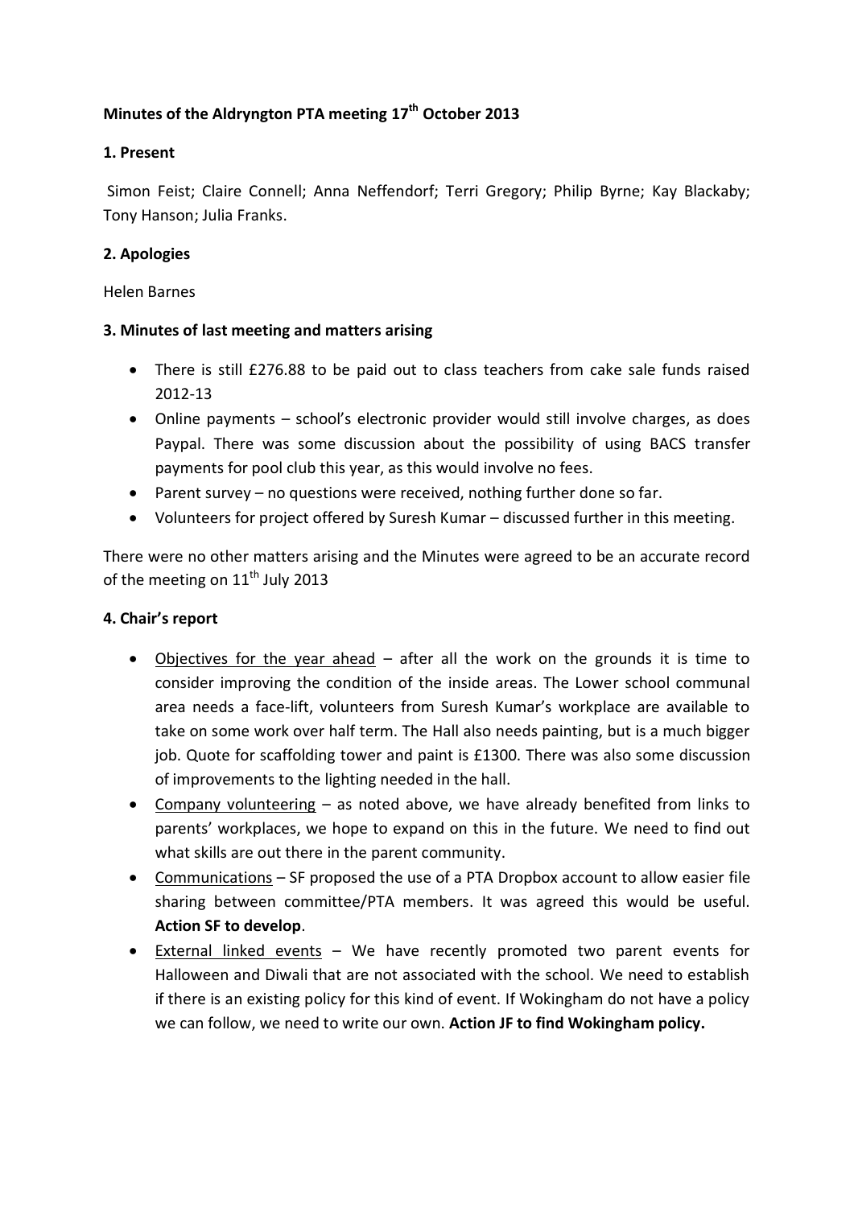**Minutes of the Aldryngton PTA meeting 17th October 2013**

**1. Present**

Simon Feist; Claire Connell; Anna Neffendorf; Terri Gregory; Philip Byrne; Kay Blackaby; Tony Hanson; Julia Franks.

**2. Apologies**

Helen Barnes

**3. Minutes of last meeting and matters arising**

- There is still £276.88 to be paid out to class teachers from cake sale funds raised 2012-13
- Online payments – school's electronic provider would still involve charges, as does Paypal. There was some discussion about the possibility of using BACS transfer payments for pool club this year, as this would involve no fees.
- Parent survey – no questions were received, nothing further done so far.
- Volunteers for project offered by Suresh Kumar – discussed further in this meeting.

There were no other matters arising and the Minutes were agreed to be an accurate record of the meeting on 11th July 2013

**4. Chair's report**

- Objectives for the year ahead – after all the work on the grounds it is time to consider improving the condition of the inside areas. The Lower school communal area needs a face-lift, volunteers from Suresh Kumar's workplace are available to take on some work over half term. The Hall also needs painting, but is a much bigger job. Quote for scaffolding tower and paint is £1300. There was also some discussion of improvements to the lighting needed in the hall.
- Company volunteering – as noted above, we have already benefited from links to parents' workplaces, we hope to expand on this in the future. We need to find out what skills are out there in the parent community.
- Communications – SF proposed the use of a PTA Dropbox account to allow easier file sharing between committee/PTA members. It was agreed this would be useful. **Action SF to develop**.
- External linked events – We have recently promoted two parent events for Halloween and Diwali that are not associated with the school. We need to establish if there is an existing policy for this kind of event. If Wokingham do not have a policy we can follow, we need to write our own. **Action JF to find Wokingham policy.**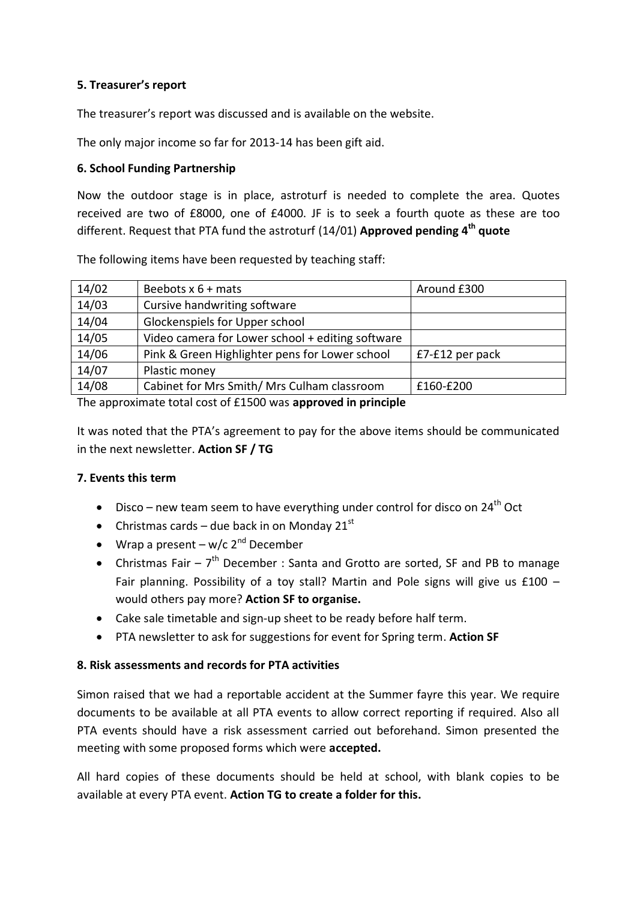**5. Treasurer's report**

The treasurer's report was discussed and is available on the website.

The only major income so far for 2013-14 has been gift aid.

**6. School Funding Partnership**

Now the outdoor stage is in place, astroturf is needed to complete the area. Quotes received are two of £8000, one of £4000. JF is to seek a fourth quote as these are too different. Request that PTA fund the astroturf (14/01) **Approved pending 4th quote**

The following items have been requested by teaching staff:

| | | |
|---|---|---|
| 14/02 | Beebots x 6 + mats | Around £300 |
| 14/03 | Cursive handwriting software | |
| 14/04 | Glockenspiels for Upper school | |
| 14/05 | Video camera for Lower school + editing software | |
| 14/06 | Pink & Green Highlighter pens for Lower school | £7-£12 per pack |
| 14/07 | Plastic money | |
| 14/08 | Cabinet for Mrs Smith/ Mrs Culham classroom | £160-£200 |

The approximate total cost of £1500 was **approved in principle**

It was noted that the PTA's agreement to pay for the above items should be communicated in the next newsletter. **Action SF / TG**

**7. Events this term**

- Disco – new team seem to have everything under control for disco on 24th Oct
- Christmas cards – due back in on Monday 21st
- Wrap a present – w/c 2nd December
- Christmas Fair – 7th December : Santa and Grotto are sorted, SF and PB to manage Fair planning. Possibility of a toy stall? Martin and Pole signs will give us £100 – would others pay more? **Action SF to organise.**
- Cake sale timetable and sign-up sheet to be ready before half term.
- PTA newsletter to ask for suggestions for event for Spring term. **Action SF**

**8. Risk assessments and records for PTA activities**

Simon raised that we had a reportable accident at the Summer fayre this year. We require documents to be available at all PTA events to allow correct reporting if required. Also all PTA events should have a risk assessment carried out beforehand. Simon presented the meeting with some proposed forms which were **accepted.**

All hard copies of these documents should be held at school, with blank copies to be available at every PTA event. **Action TG to create a folder for this.**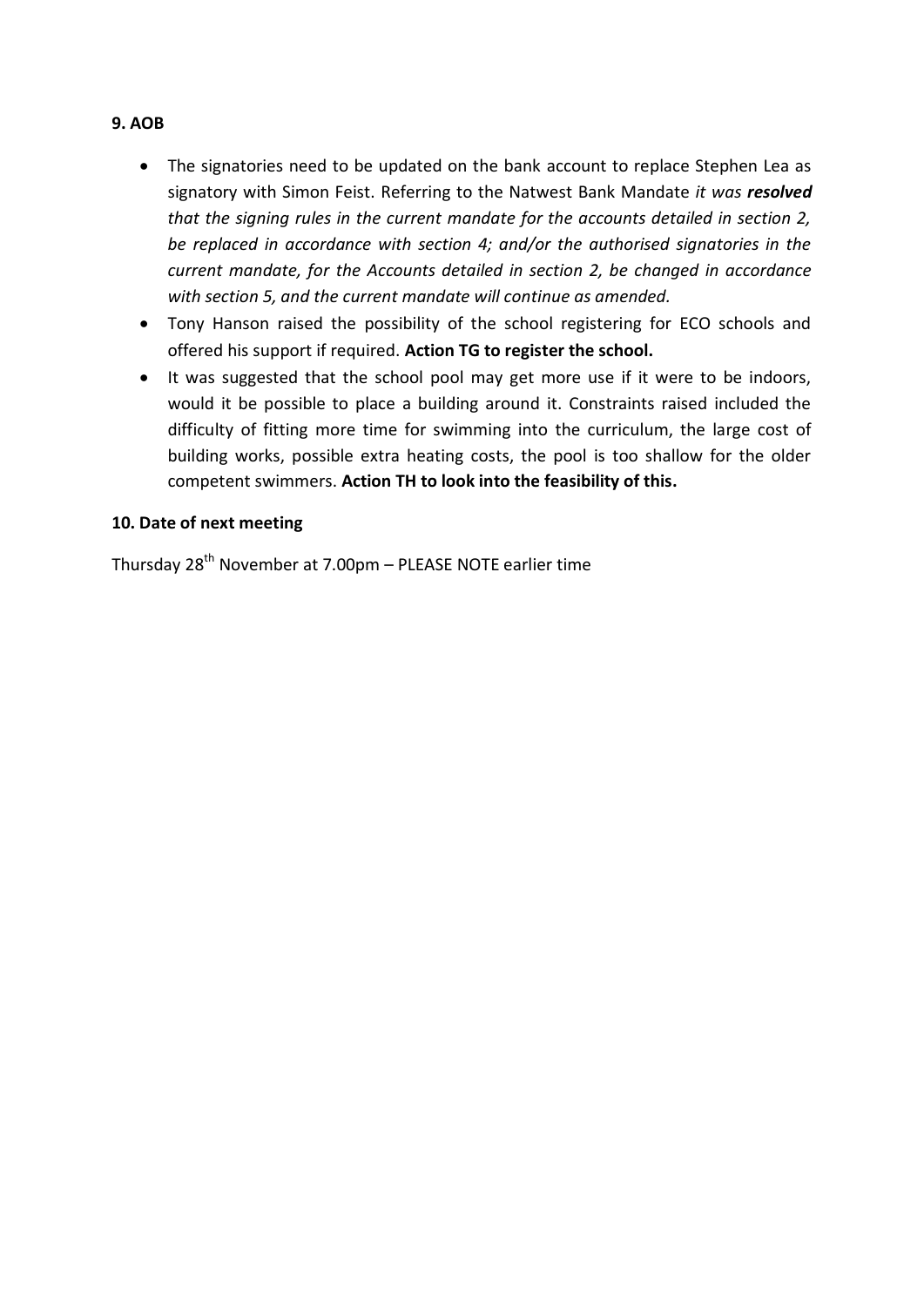**9. AOB**

- The signatories need to be updated on the bank account to replace Stephen Lea as signatory with Simon Feist. Referring to the Natwest Bank Mandate *it was **resolved** that the signing rules in the current mandate for the accounts detailed in section 2, be replaced in accordance with section 4; and/or the authorised signatories in the current mandate, for the Accounts detailed in section 2, be changed in accordance with section 5, and the current mandate will continue as amended.*
- Tony Hanson raised the possibility of the school registering for ECO schools and offered his support if required. **Action TG to register the school.**
- It was suggested that the school pool may get more use if it were to be indoors, would it be possible to place a building around it. Constraints raised included the difficulty of fitting more time for swimming into the curriculum, the large cost of building works, possible extra heating costs, the pool is too shallow for the older competent swimmers. **Action TH to look into the feasibility of this.**

**10. Date of next meeting**

Thursday 28th November at 7.00pm – PLEASE NOTE earlier time